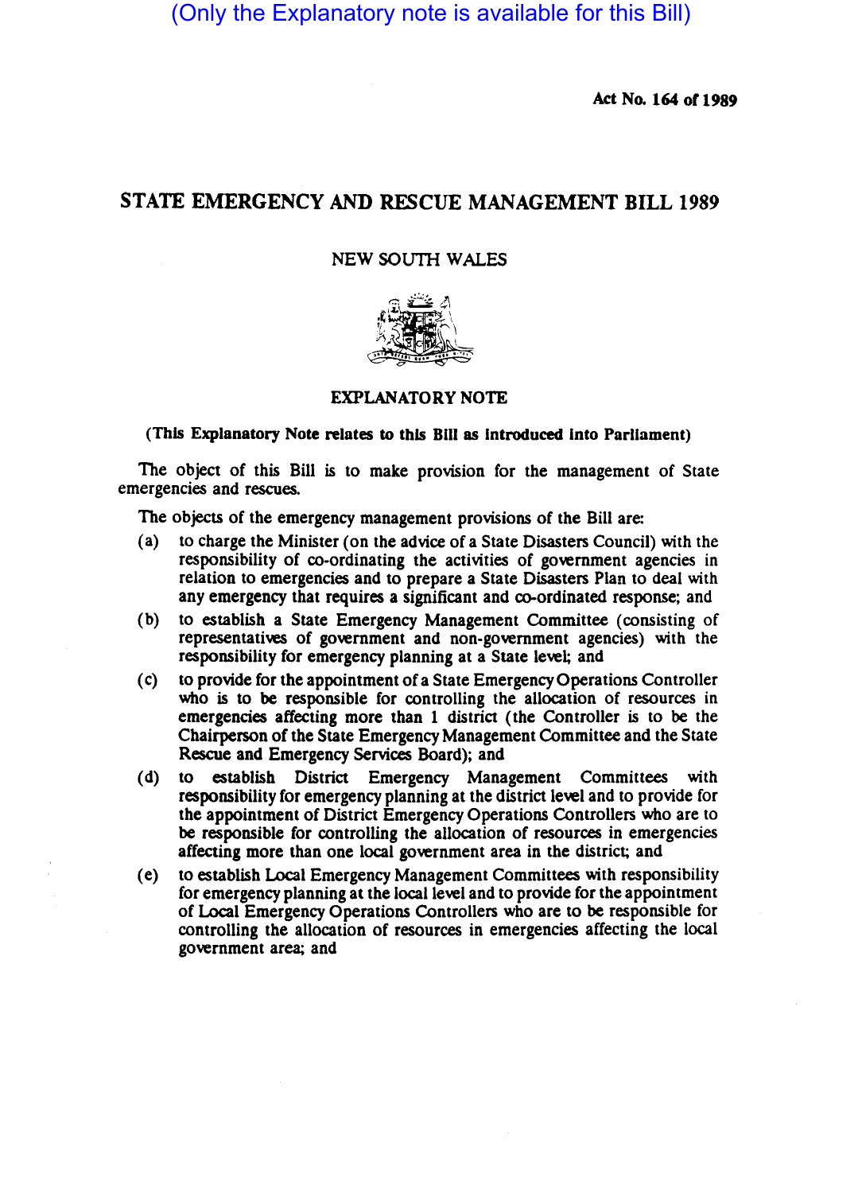(Only the Explanatory note is available for this Bill)

**Act No. 164 of 1989**

# STATE EMERGENCY AND RESCUE MANAGEMENT BILL 1989

## NEW SOUTH WALES

## EXPLANATORY NOTE

**(This Explanatory Note relates to this Bill as introduced into Parliament)**

The object of this Bill is to make provision for the management of State emergencies and rescues.

The objects of the emergency management provisions of the Bill are:

(a) to charge the Minister (on the advice of a State Disasters Council) with the responsibility of co-ordinating the activities of government agencies in relation to emergencies and to prepare a State Disasters Plan to deal with any emergency that requires a significant and co-ordinated response; and

(b) to establish a State Emergency Management Committee (consisting of representatives of government and non-government agencies) with the responsibility for emergency planning at a State level; and

(c) to provide for the appointment of a State Emergency Operations Controller who is to be responsible for controlling the allocation of resources in emergencies affecting more than 1 district (the Controller is to be the Chairperson of the State Emergency Management Committee and the State Rescue and Emergency Services Board); and

(d) to establish District Emergency Management Committees with responsibility for emergency planning at the district level and to provide for the appointment of District Emergency Operations Controllers who are to be responsible for controlling the allocation of resources in emergencies affecting more than one local government area in the district; and

(e) to establish Local Emergency Management Committees with responsibility for emergency planning at the local level and to provide for the appointment of Local Emergency Operations Controllers who are to be responsible for controlling the allocation of resources in emergencies affecting the local government area; and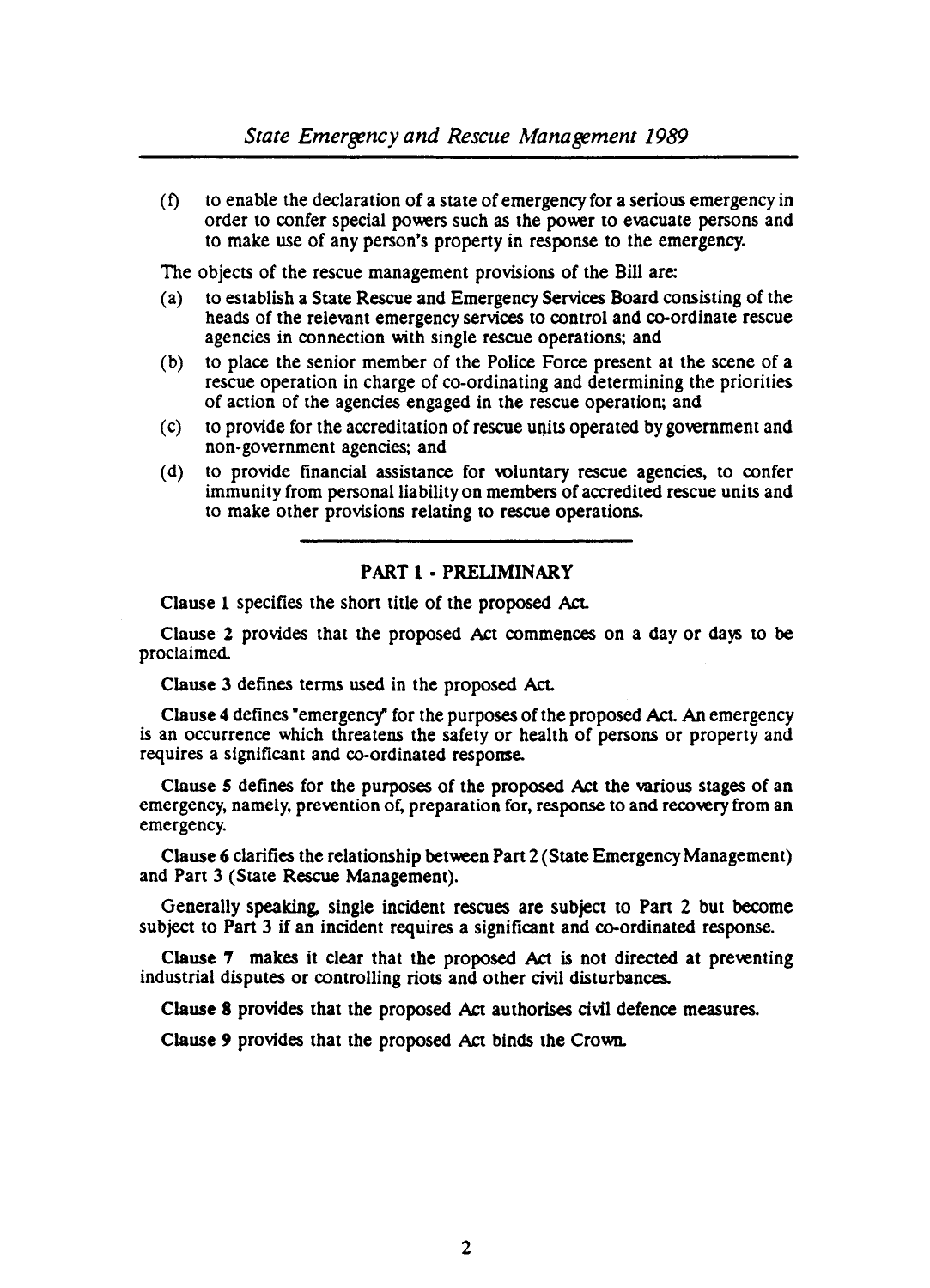(f) to enable the declaration of a state of emergency for a serious emergency in order to confer special powers such as the power to evacuate persons and to make use of any person's property in response to the emergency.

The objects of the rescue management provisions of the Bill are:

(a) to establish a State Rescue and Emergency Services Board consisting of the heads of the relevant emergency services to control and co-ordinate rescue agencies in connection with single rescue operations; and

(b) to place the senior member of the Police Force present at the scene of a rescue operation in charge of co-ordinating and determining the priorities of action of the agencies engaged in the rescue operation; and

(c) to provide for the accreditation of rescue units operated by government and non-government agencies; and

(d) to provide financial assistance for voluntary rescue agencies, to confer immunity from personal liability on members of accredited rescue units and to make other provisions relating to rescue operations.

## PART 1 - PRELIMINARY

**Clause 1** specifies the short title of the proposed Act.

**Clause 2** provides that the proposed Act commences on a day or days to be proclaimed.

**Clause 3** defines terms used in the proposed Act.

**Clause 4** defines "emergency" for the purposes of the proposed Act. An emergency is an occurrence which threatens the safety or health of persons or property and requires a significant and co-ordinated response.

**Clause 5** defines for the purposes of the proposed Act the various stages of an emergency, namely, prevention of, preparation for, response to and recovery from an emergency.

**Clause 6** clarifies the relationship between Part 2 (State Emergency Management) and Part 3 (State Rescue Management).

Generally speaking, single incident rescues are subject to Part 2 but become subject to Part 3 if an incident requires a significant and co-ordinated response.

**Clause 7** makes it clear that the proposed Act is not directed at preventing industrial disputes or controlling riots and other civil disturbances.

**Clause 8** provides that the proposed Act authorises civil defence measures.

**Clause 9** provides that the proposed Act binds the Crown.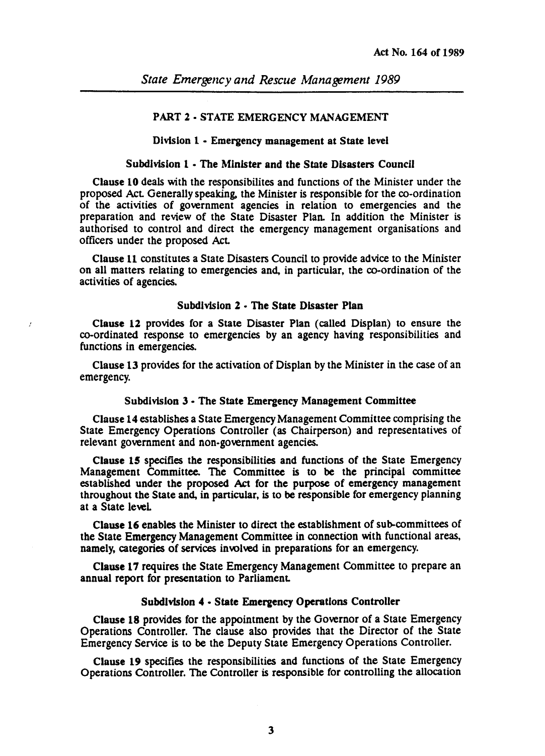## PART 2 - STATE EMERGENCY MANAGEMENT

### Division 1 - Emergency management at State level

#### Subdivision 1 - The Minister and the State Disasters Council

**Clause 10** deals with the responsibilites and functions of the Minister under the proposed Act. Generally speaking, the Minister is responsible for the co-ordination of the activities of government agencies in relation to emergencies and the preparation and review of the State Disaster Plan. In addition the Minister is authorised to control and direct the emergency management organisations and officers under the proposed Act.

**Clause 11** constitutes a State Disasters Council to provide advice to the Minister on all matters relating to emergencies and, in particular, the co-ordination of the activities of agencies.

#### Subdivision 2 - The State Disaster Plan

**Clause 12** provides for a State Disaster Plan (called Displan) to ensure the co-ordinated response to emergencies by an agency having responsibilities and functions in emergencies.

**Clause 13** provides for the activation of Displan by the Minister in the case of an emergency.

#### Subdivision 3 - The State Emergency Management Committee

**Clause 14** establishes a State Emergency Management Committee comprising the State Emergency Operations Controller (as Chairperson) and representatives of relevant government and non-government agencies.

**Clause 15** specifies the responsibilities and functions of the State Emergency Management Committee. The Committee is to be the principal committee established under the proposed Act for the purpose of emergency management throughout the State and, in particular, is to be responsible for emergency planning at a State level.

**Clause 16** enables the Minister to direct the establishment of sub-committees of the State Emergency Management Committee in connection with functional areas, namely, categories of services involved in preparations for an emergency.

**Clause 17** requires the State Emergency Management Committee to prepare an annual report for presentation to Parliament.

#### Subdivision 4 - State Emergency Operations Controller

**Clause 18** provides for the appointment by the Governor of a State Emergency Operations Controller. The clause also provides that the Director of the State Emergency Service is to be the Deputy State Emergency Operations Controller.

**Clause 19** specifies the responsibilities and functions of the State Emergency Operations Controller. The Controller is responsible for controlling the allocation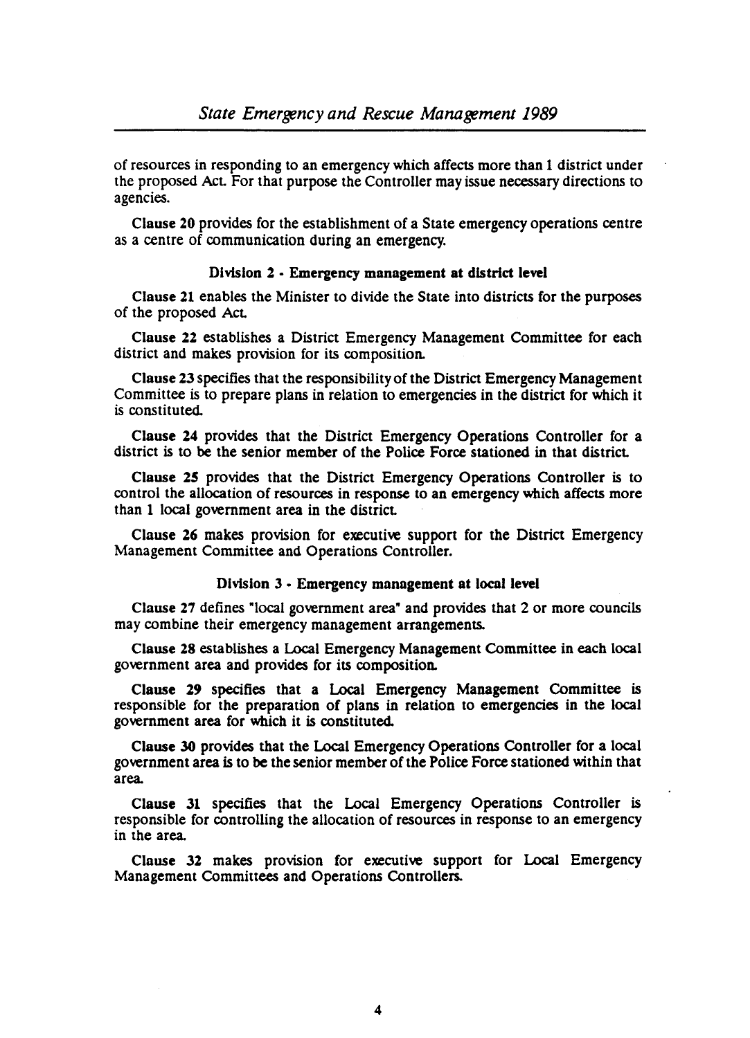of resources in responding to an emergency which affects more than 1 district under the proposed Act. For that purpose the Controller may issue necessary directions to agencies.

**Clause 20** provides for the establishment of a State emergency operations centre as a centre of communication during an emergency.

### Division 2 - Emergency management at district level

**Clause 21** enables the Minister to divide the State into districts for the purposes of the proposed Act.

**Clause 22** establishes a District Emergency Management Committee for each district and makes provision for its composition.

**Clause 23** specifies that the responsibility of the District Emergency Management Committee is to prepare plans in relation to emergencies in the district for which it is constituted.

**Clause 24** provides that the District Emergency Operations Controller for a district is to be the senior member of the Police Force stationed in that district.

**Clause 25** provides that the District Emergency Operations Controller is to control the allocation of resources in response to an emergency which affects more than 1 local government area in the district.

**Clause 26** makes provision for executive support for the District Emergency Management Committee and Operations Controller.

### Division 3 - Emergency management at local level

**Clause 27** defines "local government area" and provides that 2 or more councils may combine their emergency management arrangements.

**Clause 28** establishes a Local Emergency Management Committee in each local government area and provides for its composition.

**Clause 29** specifies that a Local Emergency Management Committee is responsible for the preparation of plans in relation to emergencies in the local government area for which it is constituted.

**Clause 30** provides that the Local Emergency Operations Controller for a local government area is to be the senior member of the Police Force stationed within that area.

**Clause 31** specifies that the Local Emergency Operations Controller is responsible for controlling the allocation of resources in response to an emergency in the area.

**Clause 32** makes provision for executive support for Local Emergency Management Committees and Operations Controllers.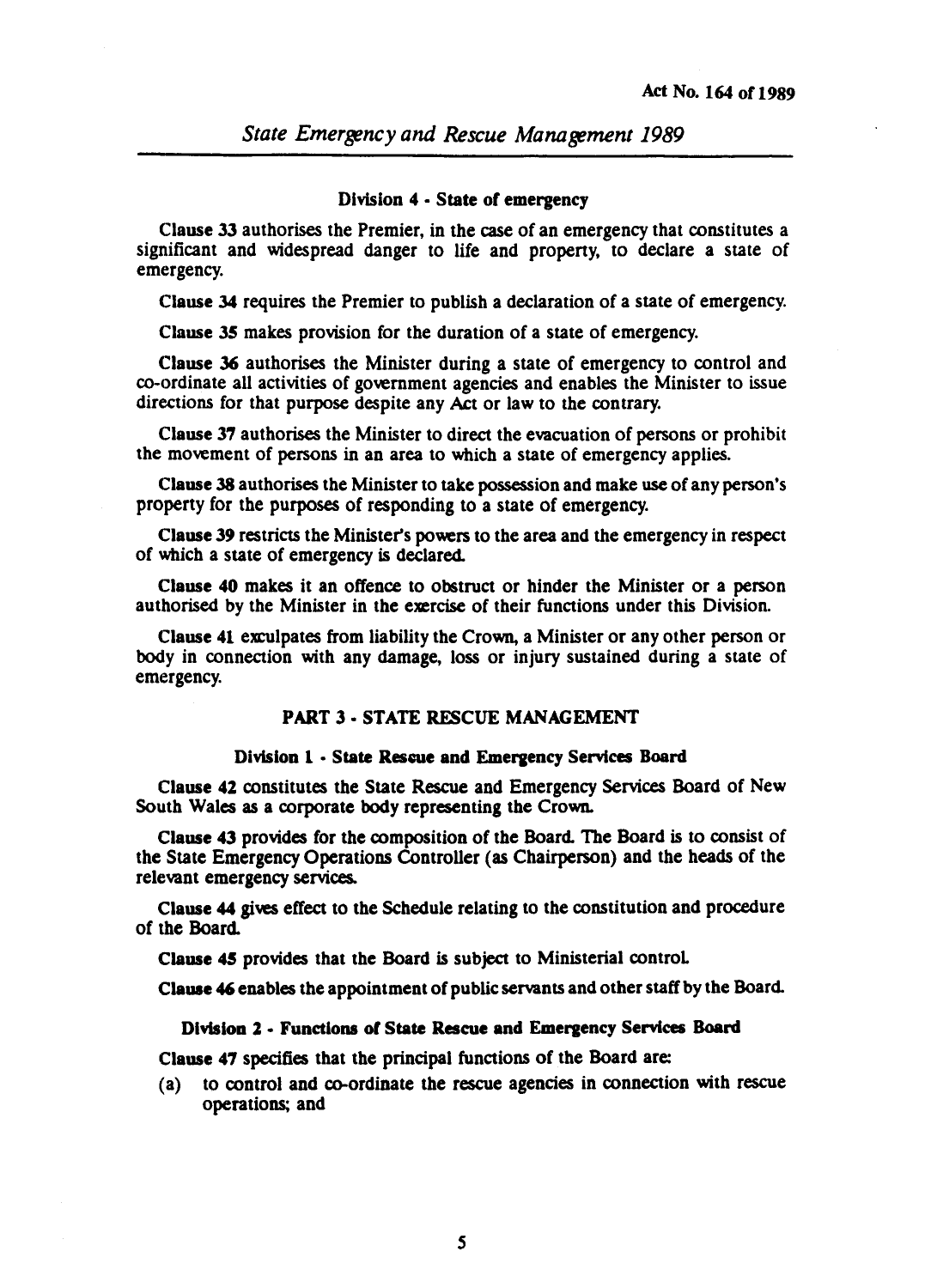#### Division 4 - State of emergency

**Clause 33** authorises the Premier, in the case of an emergency that constitutes a significant and widespread danger to life and property, to declare a state of emergency.

**Clause 34** requires the Premier to publish a declaration of a state of emergency.

**Clause 35** makes provision for the duration of a state of emergency.

**Clause 36** authorises the Minister during a state of emergency to control and co-ordinate all activities of government agencies and enables the Minister to issue directions for that purpose despite any Act or law to the contrary.

**Clause 37** authorises the Minister to direct the evacuation of persons or prohibit the movement of persons in an area to which a state of emergency applies.

**Clause 38** authorises the Minister to take possession and make use of any person's property for the purposes of responding to a state of emergency.

**Clause 39** restricts the Minister's powers to the area and the emergency in respect of which a state of emergency is declared.

**Clause 40** makes it an offence to obstruct or hinder the Minister or a person authorised by the Minister in the exercise of their functions under this Division.

**Clause 41** exculpates from liability the Crown, a Minister or any other person or body in connection with any damage, loss or injury sustained during a state of emergency.

## PART 3 - STATE RESCUE MANAGEMENT

#### Division 1 - State Rescue and Emergency Services Board

**Clause 42** constitutes the State Rescue and Emergency Services Board of New South Wales as a corporate body representing the Crown.

**Clause 43** provides for the composition of the Board. The Board is to consist of the State Emergency Operations Controller (as Chairperson) and the heads of the relevant emergency services.

**Clause 44** gives effect to the Schedule relating to the constitution and procedure of the Board.

**Clause 45** provides that the Board is subject to Ministerial control.

**Clause 46** enables the appointment of public servants and other staff by the Board.

#### Division 2 - Functions of State Rescue and Emergency Services Board

**Clause 47** specifies that the principal functions of the Board are:

(a) to control and co-ordinate the rescue agencies in connection with rescue operations; and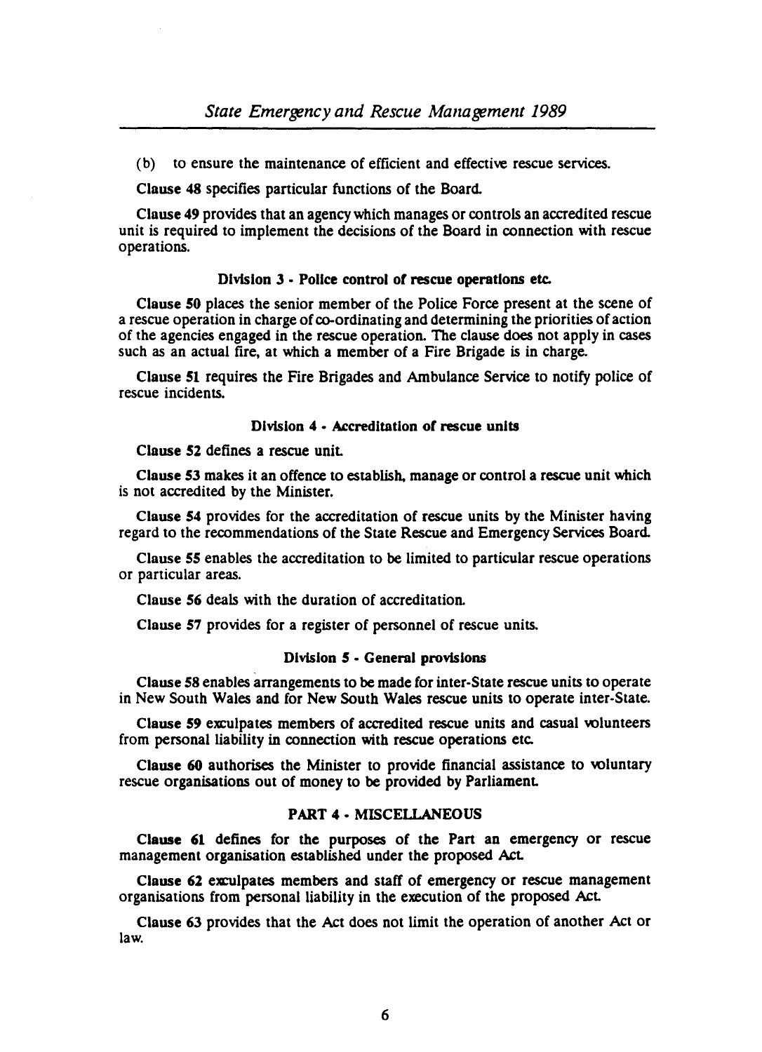(b) to ensure the maintenance of efficient and effective rescue services.

**Clause 48** specifies particular functions of the Board.

**Clause 49** provides that an agency which manages or controls an accredited rescue unit is required to implement the decisions of the Board in connection with rescue operations.

### Division 3 - Police control of rescue operations etc.

**Clause 50** places the senior member of the Police Force present at the scene of a rescue operation in charge of co-ordinating and determining the priorities of action of the agencies engaged in the rescue operation. The clause does not apply in cases such as an actual fire, at which a member of a Fire Brigade is in charge.

**Clause 51** requires the Fire Brigades and Ambulance Service to notify police of rescue incidents.

### Division 4 - Accreditation of rescue units

**Clause 52** defines a rescue unit.

**Clause 53** makes it an offence to establish, manage or control a rescue unit which is not accredited by the Minister.

**Clause 54** provides for the accreditation of rescue units by the Minister having regard to the recommendations of the State Rescue and Emergency Services Board.

**Clause 55** enables the accreditation to be limited to particular rescue operations or particular areas.

**Clause 56** deals with the duration of accreditation.

**Clause 57** provides for a register of personnel of rescue units.

### Division 5 - General provisions

**Clause 58** enables arrangements to be made for inter-State rescue units to operate in New South Wales and for New South Wales rescue units to operate inter-State.

**Clause 59** exculpates members of accredited rescue units and casual volunteers from personal liability in connection with rescue operations etc.

**Clause 60** authorises the Minister to provide financial assistance to voluntary rescue organisations out of money to be provided by Parliament.

## PART 4 - MISCELLANEOUS

**Clause 61** defines for the purposes of the Part an emergency or rescue management organisation established under the proposed Act.

**Clause 62** exculpates members and staff of emergency or rescue management organisations from personal liability in the execution of the proposed Act.

**Clause 63** provides that the Act does not limit the operation of another Act or law.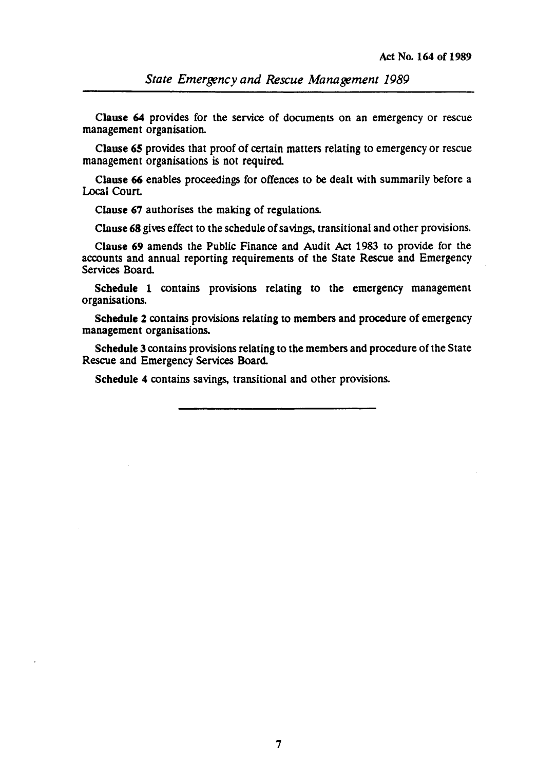**Clause 64** provides for the service of documents on an emergency or rescue management organisation.

**Clause 65** provides that proof of certain matters relating to emergency or rescue management organisations is not required.

**Clause 66** enables proceedings for offences to be dealt with summarily before a Local Court.

**Clause 67** authorises the making of regulations.

**Clause 68** gives effect to the schedule of savings, transitional and other provisions.

**Clause 69** amends the Public Finance and Audit Act 1983 to provide for the accounts and annual reporting requirements of the State Rescue and Emergency Services Board.

**Schedule 1** contains provisions relating to the emergency management organisations.

**Schedule 2** contains provisions relating to members and procedure of emergency management organisations.

**Schedule 3** contains provisions relating to the members and procedure of the State Rescue and Emergency Services Board.

**Schedule 4** contains savings, transitional and other provisions.